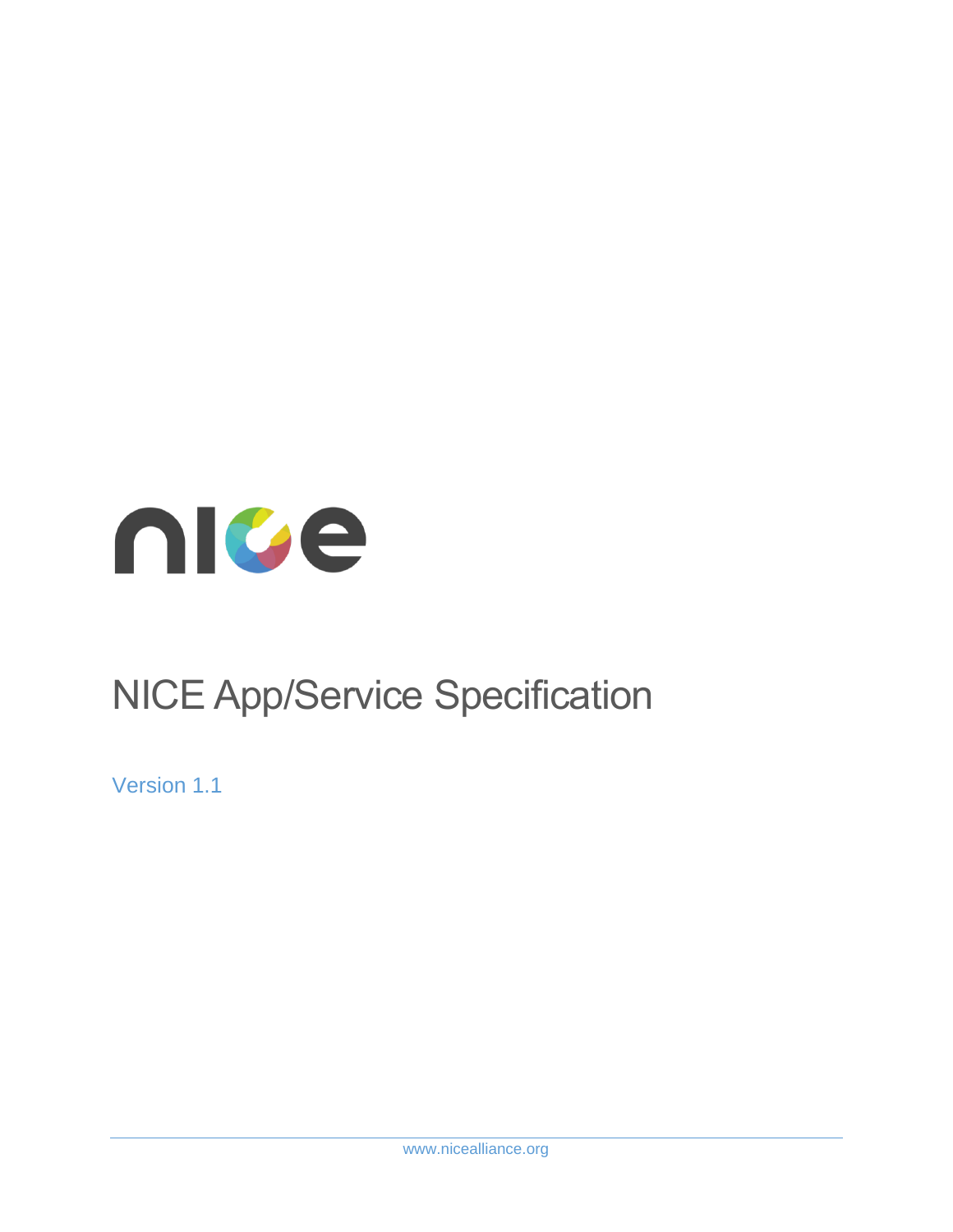# NICE App/Service Specification

Version 1.1

www.nicealliance.org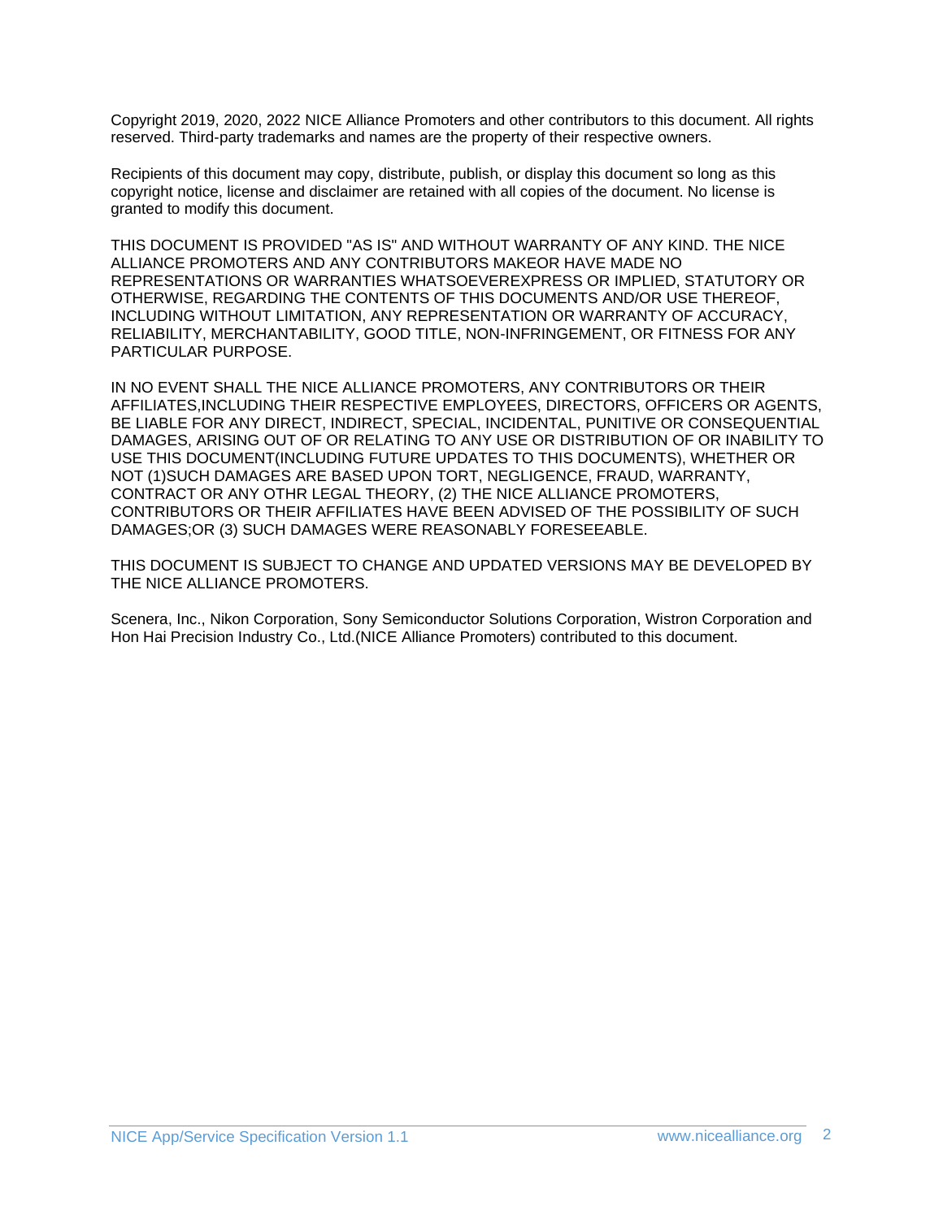Copyright 2019, 2020, 2022 NICE Alliance Promoters and other contributors to this document. All rights reserved. Third-party trademarks and names are the property of their respective owners.

Recipients of this document may copy, distribute, publish, or display this document so long as this copyright notice, license and disclaimer are retained with all copies of the document. No license is granted to modify this document.

THIS DOCUMENT IS PROVIDED "AS IS" AND WITHOUT WARRANTY OF ANY KIND. THE NICE ALLIANCE PROMOTERS AND ANY CONTRIBUTORS MAKEOR HAVE MADE NO REPRESENTATIONS OR WARRANTIES WHATSOEVEREXPRESS OR IMPLIED, STATUTORY OR OTHERWISE, REGARDING THE CONTENTS OF THIS DOCUMENTS AND/OR USE THEREOF, INCLUDING WITHOUT LIMITATION, ANY REPRESENTATION OR WARRANTY OF ACCURACY, RELIABILITY, MERCHANTABILITY, GOOD TITLE, NON-INFRINGEMENT, OR FITNESS FOR ANY PARTICULAR PURPOSE.

IN NO EVENT SHALL THE NICE ALLIANCE PROMOTERS, ANY CONTRIBUTORS OR THEIR AFFILIATES,INCLUDING THEIR RESPECTIVE EMPLOYEES, DIRECTORS, OFFICERS OR AGENTS, BE LIABLE FOR ANY DIRECT, INDIRECT, SPECIAL, INCIDENTAL, PUNITIVE OR CONSEQUENTIAL DAMAGES, ARISING OUT OF OR RELATING TO ANY USE OR DISTRIBUTION OF OR INABILITY TO USE THIS DOCUMENT(INCLUDING FUTURE UPDATES TO THIS DOCUMENTS), WHETHER OR NOT (1)SUCH DAMAGES ARE BASED UPON TORT, NEGLIGENCE, FRAUD, WARRANTY, CONTRACT OR ANY OTHR LEGAL THEORY, (2) THE NICE ALLIANCE PROMOTERS, CONTRIBUTORS OR THEIR AFFILIATES HAVE BEEN ADVISED OF THE POSSIBILITY OF SUCH DAMAGES;OR (3) SUCH DAMAGES WERE REASONABLY FORESEEABLE.

THIS DOCUMENT IS SUBJECT TO CHANGE AND UPDATED VERSIONS MAY BE DEVELOPED BY THE NICE ALLIANCE PROMOTERS.

Scenera, Inc., Nikon Corporation, Sony Semiconductor Solutions Corporation, Wistron Corporation and Hon Hai Precision Industry Co., Ltd.(NICE Alliance Promoters) contributed to this document.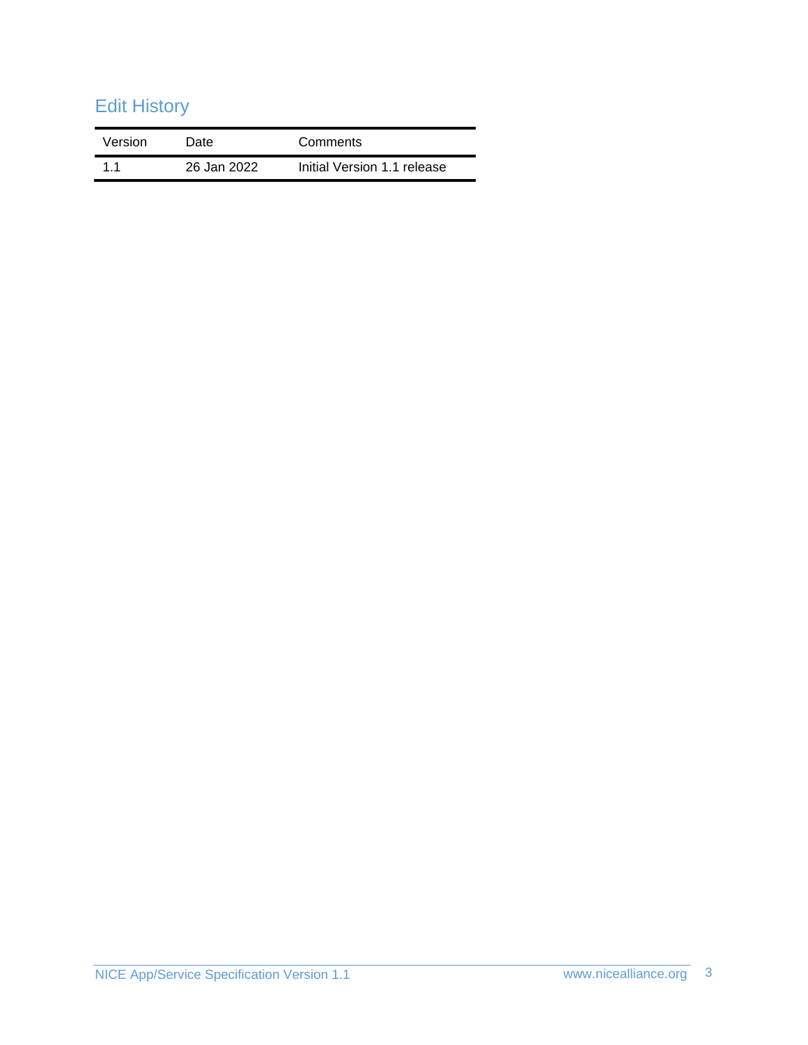## Edit History

| Version | Date | Comments |
| --- | --- | --- |
| 1.1 | 26 Jan 2022 | Initial Version 1.1 release |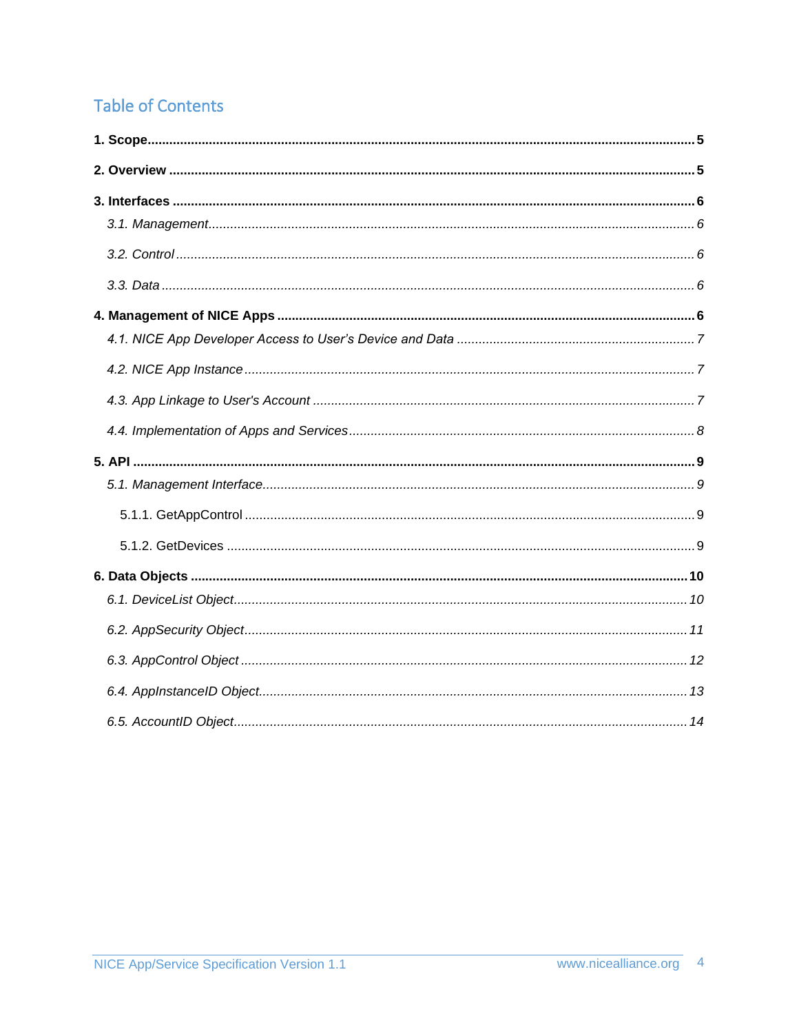# Table of Contents

**1. Scope** .......... **5**

**2. Overview** .......... **5**

**3. Interfaces** .......... **6**

- *3.1. Management* .......... *6*
- *3.2. Control* .......... *6*
- *3.3. Data* .......... *6*

**4. Management of NICE Apps** .......... **6**

- *4.1. NICE App Developer Access to User's Device and Data* .......... *7*
- *4.2. NICE App Instance* .......... *7*
- *4.3. App Linkage to User's Account* .......... *7*
- *4.4. Implementation of Apps and Services* .......... *8*

**5. API** .......... **9**

- *5.1. Management Interface* .......... *9*
  - 5.1.1. GetAppControl .......... 9
  - 5.1.2. GetDevices .......... 9

**6. Data Objects** .......... **10**

- *6.1. DeviceList Object* .......... *10*
- *6.2. AppSecurity Object* .......... *11*
- *6.3. AppControl Object* .......... *12*
- *6.4. AppInstanceID Object* .......... *13*
- *6.5. AccountID Object* .......... *14*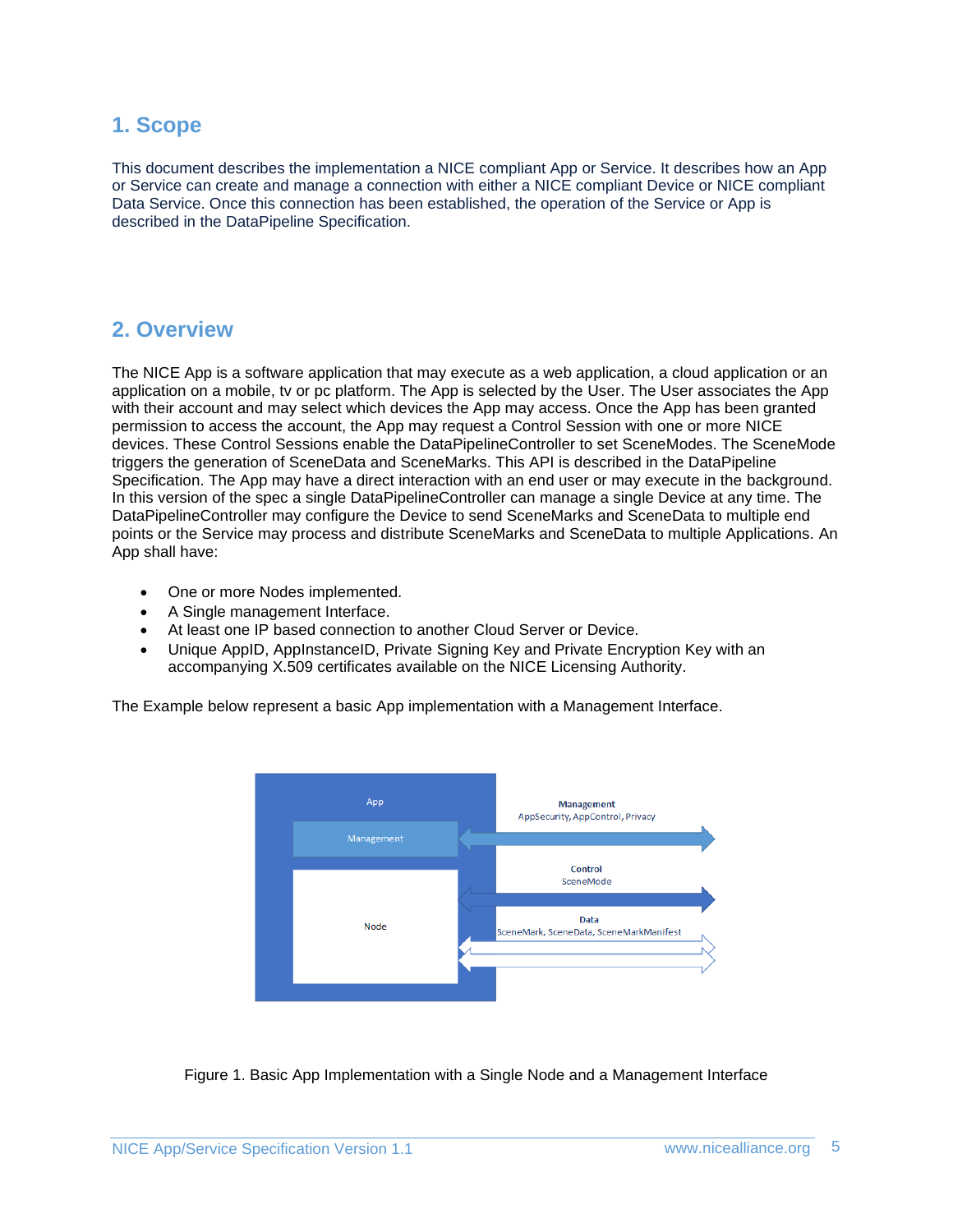# 1. Scope

This document describes the implementation a NICE compliant App or Service. It describes how an App or Service can create and manage a connection with either a NICE compliant Device or NICE compliant Data Service. Once this connection has been established, the operation of the Service or App is described in the DataPipeline Specification.

# 2. Overview

The NICE App is a software application that may execute as a web application, a cloud application or an application on a mobile, tv or pc platform. The App is selected by the User. The User associates the App with their account and may select which devices the App may access. Once the App has been granted permission to access the account, the App may request a Control Session with one or more NICE devices. These Control Sessions enable the DataPipelineController to set SceneModes. The SceneMode triggers the generation of SceneData and SceneMarks. This API is described in the DataPipeline Specification. The App may have a direct interaction with an end user or may execute in the background. In this version of the spec a single DataPipelineController can manage a single Device at any time. The DataPipelineController may configure the Device to send SceneMarks and SceneData to multiple end points or the Service may process and distribute SceneMarks and SceneData to multiple Applications. An App shall have:

- One or more Nodes implemented.
- A Single management Interface.
- At least one IP based connection to another Cloud Server or Device.
- Unique AppID, AppInstanceID, Private Signing Key and Private Encryption Key with an accompanying X.509 certificates available on the NICE Licensing Authority.

The Example below represent a basic App implementation with a Management Interface.

Figure 1. Basic App Implementation with a Single Node and a Management Interface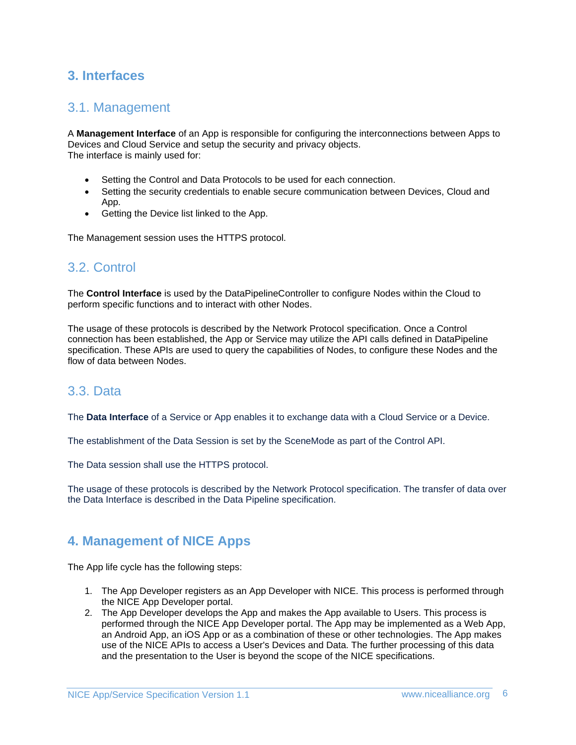# 3. Interfaces

## 3.1. Management

A **Management Interface** of an App is responsible for configuring the interconnections between Apps to Devices and Cloud Service and setup the security and privacy objects.
The interface is mainly used for:

- Setting the Control and Data Protocols to be used for each connection.
- Setting the security credentials to enable secure communication between Devices, Cloud and App.
- Getting the Device list linked to the App.

The Management session uses the HTTPS protocol.

## 3.2. Control

The **Control Interface** is used by the DataPipelineController to configure Nodes within the Cloud to perform specific functions and to interact with other Nodes.

The usage of these protocols is described by the Network Protocol specification. Once a Control connection has been established, the App or Service may utilize the API calls defined in DataPipeline specification. These APIs are used to query the capabilities of Nodes, to configure these Nodes and the flow of data between Nodes.

## 3.3. Data

The **Data Interface** of a Service or App enables it to exchange data with a Cloud Service or a Device.

The establishment of the Data Session is set by the SceneMode as part of the Control API.

The Data session shall use the HTTPS protocol.

The usage of these protocols is described by the Network Protocol specification. The transfer of data over the Data Interface is described in the Data Pipeline specification.

# 4. Management of NICE Apps

The App life cycle has the following steps:

1. The App Developer registers as an App Developer with NICE. This process is performed through the NICE App Developer portal.
2. The App Developer develops the App and makes the App available to Users. This process is performed through the NICE App Developer portal. The App may be implemented as a Web App, an Android App, an iOS App or as a combination of these or other technologies. The App makes use of the NICE APIs to access a User's Devices and Data. The further processing of this data and the presentation to the User is beyond the scope of the NICE specifications.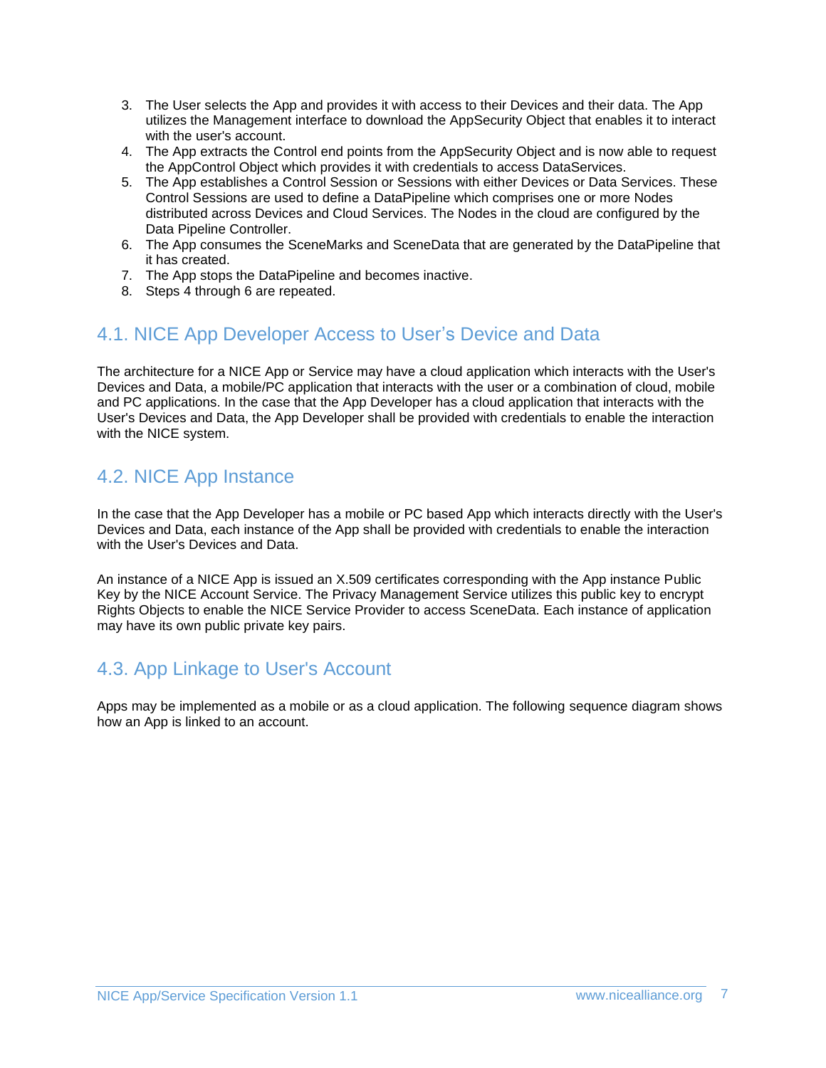3. The User selects the App and provides it with access to their Devices and their data. The App utilizes the Management interface to download the AppSecurity Object that enables it to interact with the user's account.
4. The App extracts the Control end points from the AppSecurity Object and is now able to request the AppControl Object which provides it with credentials to access DataServices.
5. The App establishes a Control Session or Sessions with either Devices or Data Services. These Control Sessions are used to define a DataPipeline which comprises one or more Nodes distributed across Devices and Cloud Services. The Nodes in the cloud are configured by the Data Pipeline Controller.
6. The App consumes the SceneMarks and SceneData that are generated by the DataPipeline that it has created.
7. The App stops the DataPipeline and becomes inactive.
8. Steps 4 through 6 are repeated.

## 4.1. NICE App Developer Access to User's Device and Data

The architecture for a NICE App or Service may have a cloud application which interacts with the User's Devices and Data, a mobile/PC application that interacts with the user or a combination of cloud, mobile and PC applications. In the case that the App Developer has a cloud application that interacts with the User's Devices and Data, the App Developer shall be provided with credentials to enable the interaction with the NICE system.

## 4.2. NICE App Instance

In the case that the App Developer has a mobile or PC based App which interacts directly with the User's Devices and Data, each instance of the App shall be provided with credentials to enable the interaction with the User's Devices and Data.

An instance of a NICE App is issued an X.509 certificates corresponding with the App instance Public Key by the NICE Account Service. The Privacy Management Service utilizes this public key to encrypt Rights Objects to enable the NICE Service Provider to access SceneData. Each instance of application may have its own public private key pairs.

## 4.3. App Linkage to User's Account

Apps may be implemented as a mobile or as a cloud application. The following sequence diagram shows how an App is linked to an account.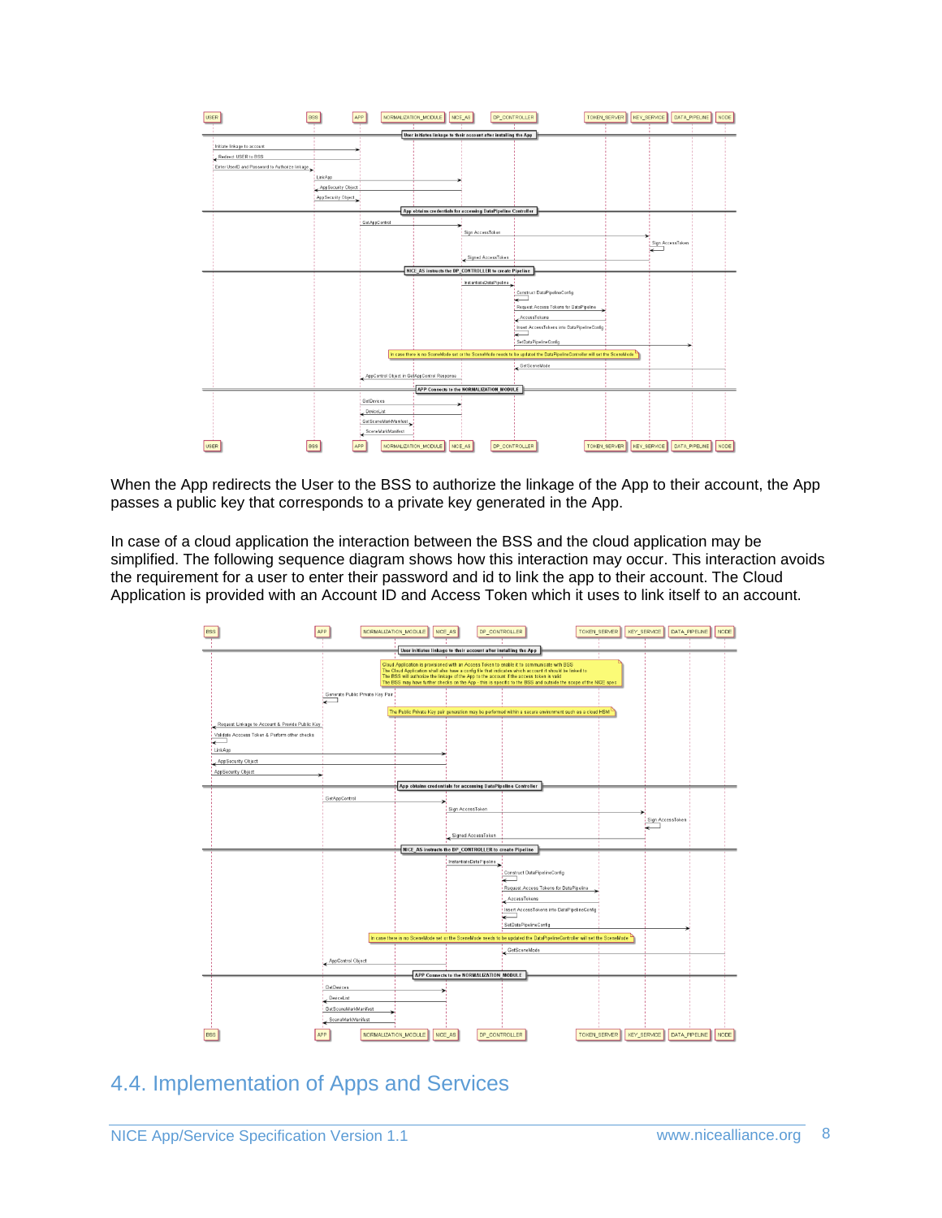When the App redirects the User to the BSS to authorize the linkage of the App to their account, the App passes a public key that corresponds to a private key generated in the App.

In case of a cloud application the interaction between the BSS and the cloud application may be simplified. The following sequence diagram shows how this interaction may occur. This interaction avoids the requirement for a user to enter their password and id to link the app to their account. The Cloud Application is provided with an Account ID and Access Token which it uses to link itself to an account.

## 4.4. Implementation of Apps and Services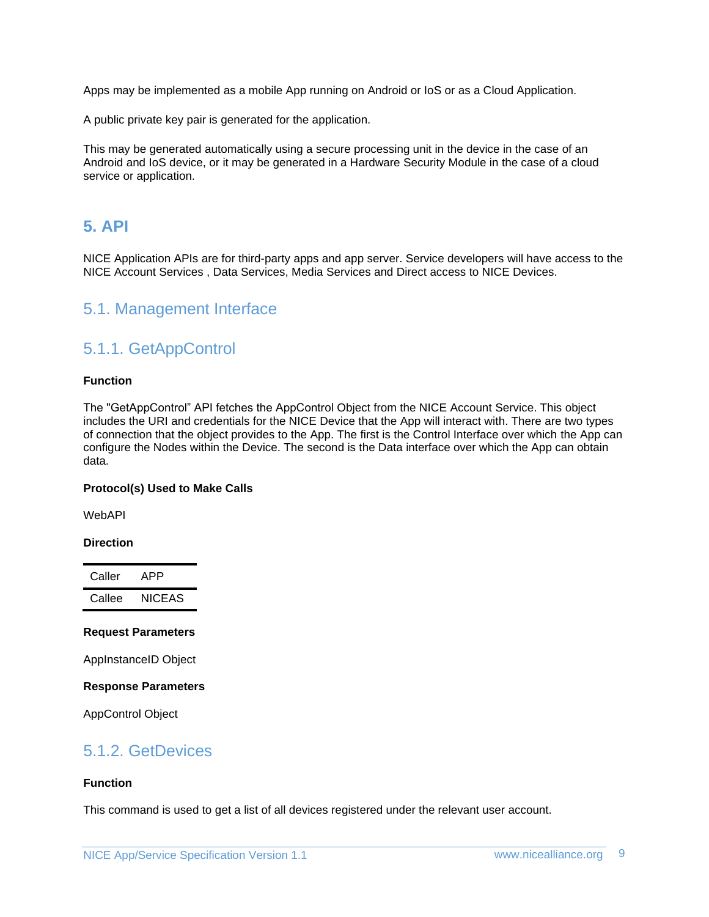Apps may be implemented as a mobile App running on Android or IoS or as a Cloud Application.

A public private key pair is generated for the application.

This may be generated automatically using a secure processing unit in the device in the case of an Android and IoS device, or it may be generated in a Hardware Security Module in the case of a cloud service or application.

# 5. API

NICE Application APIs are for third-party apps and app server. Service developers will have access to the NICE Account Services , Data Services, Media Services and Direct access to NICE Devices.

## 5.1. Management Interface

### 5.1.1. GetAppControl

**Function**

The "GetAppControl" API fetches the AppControl Object from the NICE Account Service. This object includes the URI and credentials for the NICE Device that the App will interact with. There are two types of connection that the object provides to the App. The first is the Control Interface over which the App can configure the Nodes within the Device. The second is the Data interface over which the App can obtain data.

**Protocol(s) Used to Make Calls**

WebAPI

**Direction**

| Caller | APP |
|---|---|
| Callee | NICEAS |

**Request Parameters**

AppInstanceID Object

**Response Parameters**

AppControl Object

### 5.1.2. GetDevices

**Function**

This command is used to get a list of all devices registered under the relevant user account.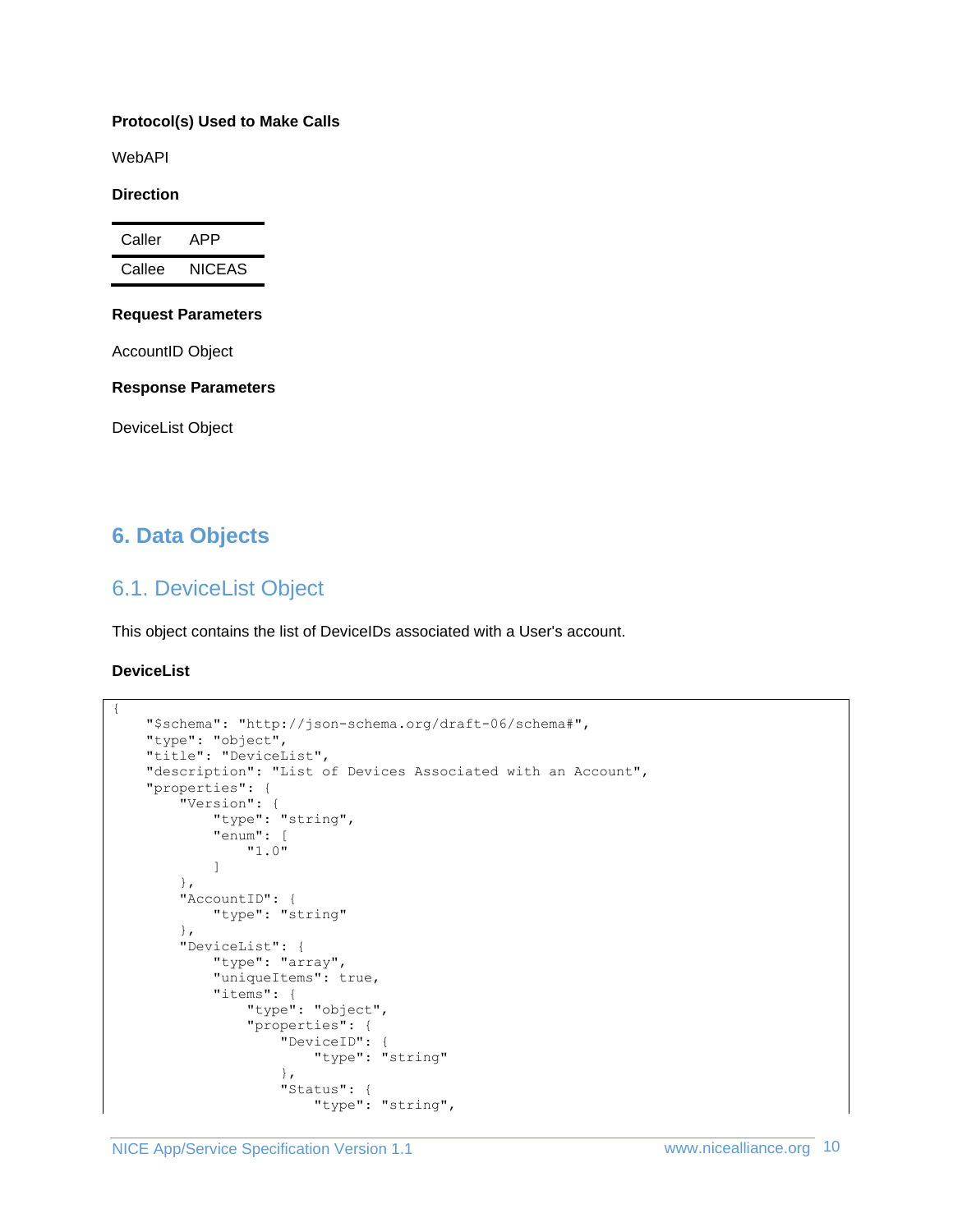**Protocol(s) Used to Make Calls**

WebAPI

**Direction**

| Caller | APP |
|---|---|
| Callee | NICEAS |

**Request Parameters**

AccountID Object

**Response Parameters**

DeviceList Object

# 6. Data Objects

## 6.1. DeviceList Object

This object contains the list of DeviceIDs associated with a User's account.

**DeviceList**

```
{
    "$schema": "http://json-schema.org/draft-06/schema#",
    "type": "object",
    "title": "DeviceList",
    "description": "List of Devices Associated with an Account",
    "properties": {
        "Version": {
            "type": "string",
            "enum": [
                "1.0"
            ]
        },
        "AccountID": {
            "type": "string"
        },
        "DeviceList": {
            "type": "array",
            "uniqueItems": true,
            "items": {
                "type": "object",
                "properties": {
                    "DeviceID": {
                        "type": "string"
                    },
                    "Status": {
                        "type": "string",
```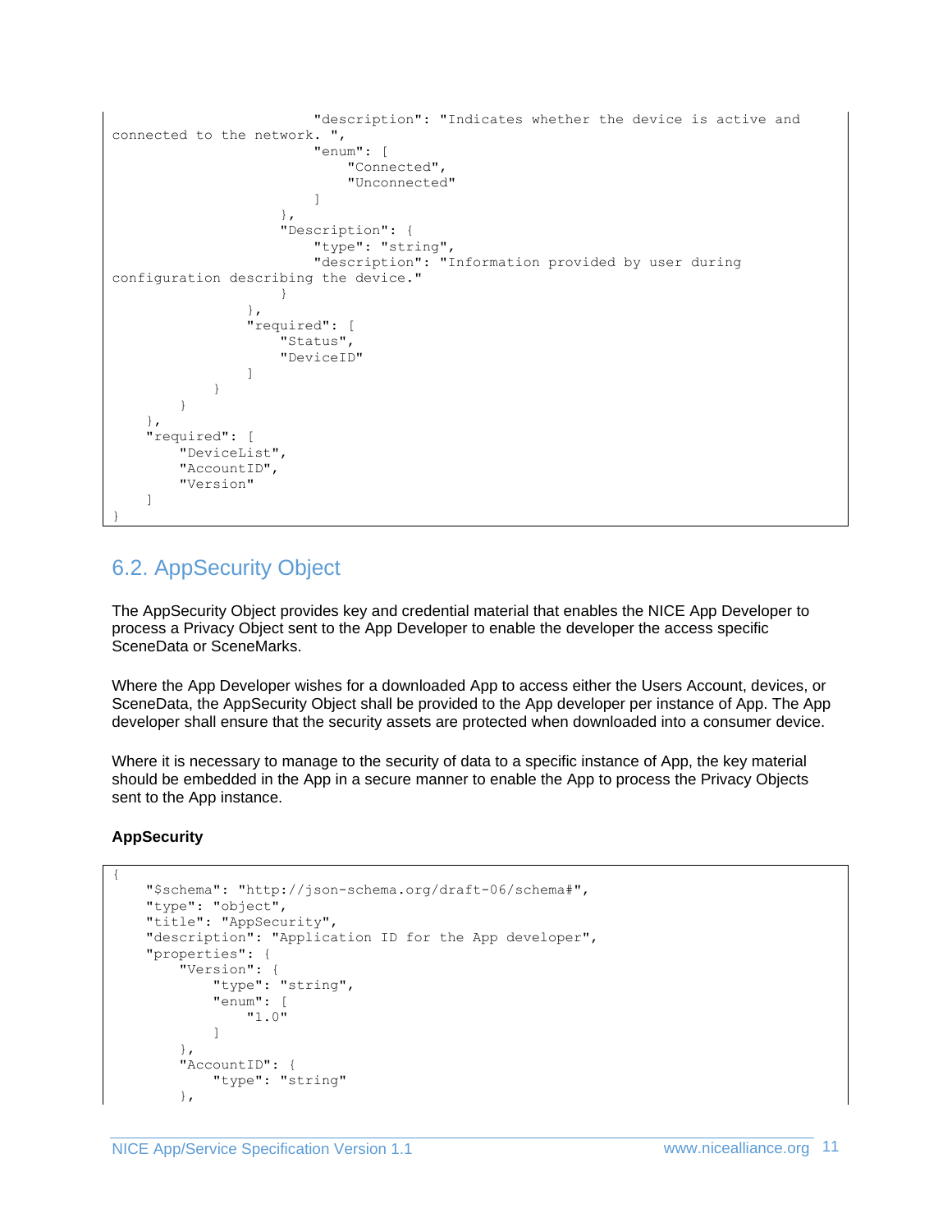```
                        "description": "Indicates whether the device is active and
connected to the network. ",
                        "enum": [
                            "Connected",
                            "Unconnected"
                        ]
                    },
                    "Description": {
                        "type": "string",
                        "description": "Information provided by user during
configuration describing the device."
                    }
                },
                "required": [
                    "Status",
                    "DeviceID"
                ]
            }
        }
    },
    "required": [
        "DeviceList",
        "AccountID",
        "Version"
    ]
}
```

## 6.2. AppSecurity Object

The AppSecurity Object provides key and credential material that enables the NICE App Developer to process a Privacy Object sent to the App Developer to enable the developer the access specific SceneData or SceneMarks.

Where the App Developer wishes for a downloaded App to access either the Users Account, devices, or SceneData, the AppSecurity Object shall be provided to the App developer per instance of App. The App developer shall ensure that the security assets are protected when downloaded into a consumer device.

Where it is necessary to manage to the security of data to a specific instance of App, the key material should be embedded in the App in a secure manner to enable the App to process the Privacy Objects sent to the App instance.

**AppSecurity**

```
{
    "$schema": "http://json-schema.org/draft-06/schema#",
    "type": "object",
    "title": "AppSecurity",
    "description": "Application ID for the App developer",
    "properties": {
        "Version": {
            "type": "string",
            "enum": [
                "1.0"
            ]
        },
        "AccountID": {
            "type": "string"
        },
```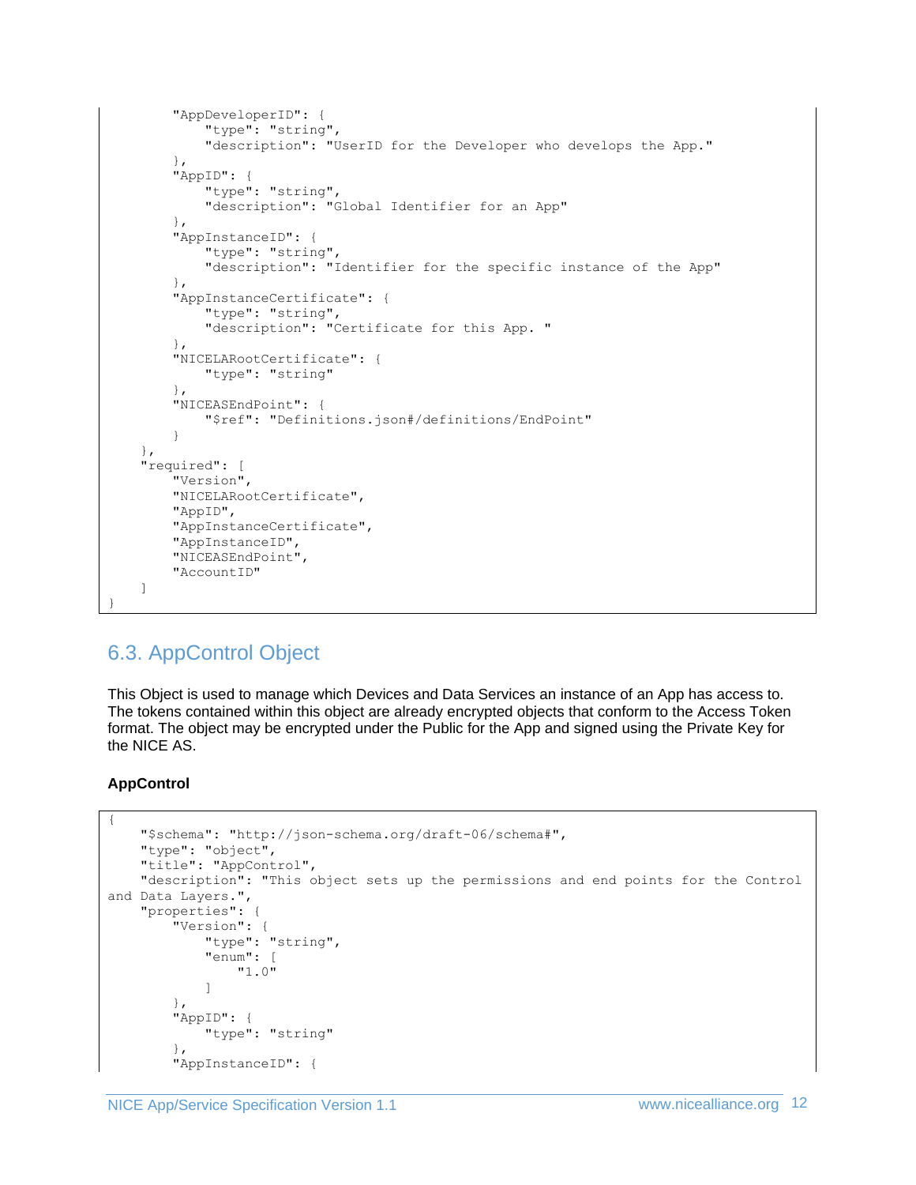```
        "AppDeveloperID": {
            "type": "string",
            "description": "UserID for the Developer who develops the App."
        },
        "AppID": {
            "type": "string",
            "description": "Global Identifier for an App"
        },
        "AppInstanceID": {
            "type": "string",
            "description": "Identifier for the specific instance of the App"
        },
        "AppInstanceCertificate": {
            "type": "string",
            "description": "Certificate for this App. "
        },
        "NICELARootCertificate": {
            "type": "string"
        },
        "NICEASEndPoint": {
            "$ref": "Definitions.json#/definitions/EndPoint"
        }
    },
    "required": [
        "Version",
        "NICELARootCertificate",
        "AppID",
        "AppInstanceCertificate",
        "AppInstanceID",
        "NICEASEndPoint",
        "AccountID"
    ]
}
```

## 6.3. AppControl Object

This Object is used to manage which Devices and Data Services an instance of an App has access to. The tokens contained within this object are already encrypted objects that conform to the Access Token format. The object may be encrypted under the Public for the App and signed using the Private Key for the NICE AS.

**AppControl**

```
{
    "$schema": "http://json-schema.org/draft-06/schema#",
    "type": "object",
    "title": "AppControl",
    "description": "This object sets up the permissions and end points for the Control and Data Layers.",
    "properties": {
        "Version": {
            "type": "string",
            "enum": [
                "1.0"
            ]
        },
        "AppID": {
            "type": "string"
        },
        "AppInstanceID": {
```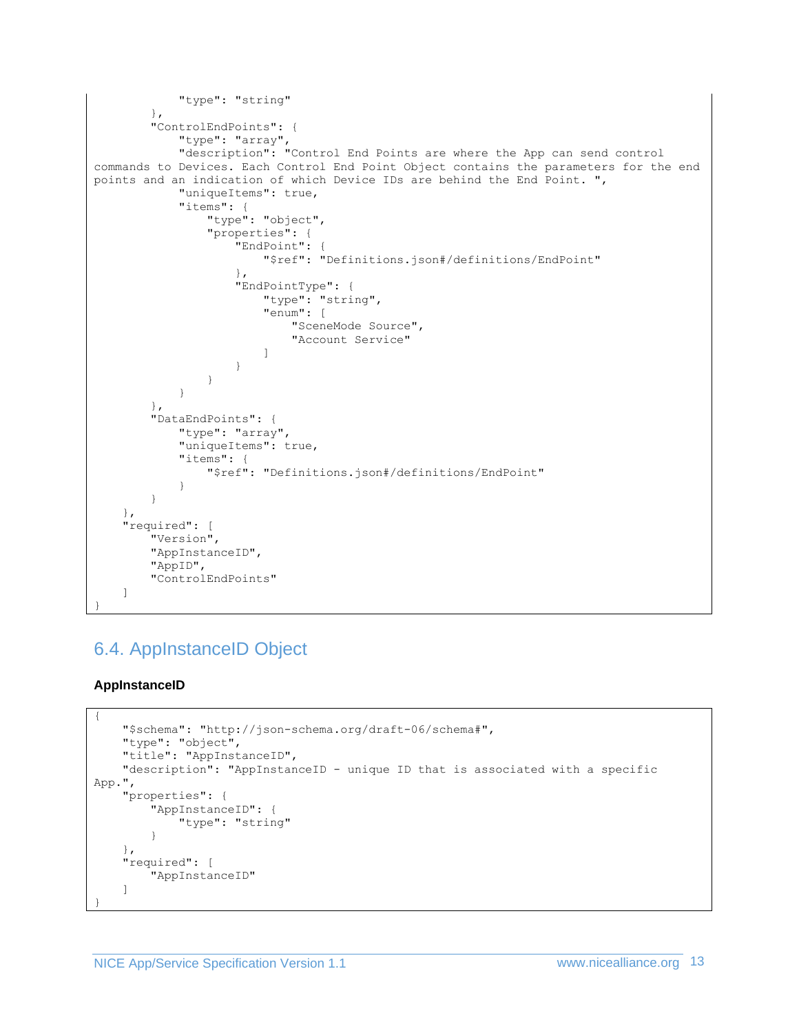```
            "type": "string"
        },
        "ControlEndPoints": {
            "type": "array",
            "description": "Control End Points are where the App can send control 
commands to Devices. Each Control End Point Object contains the parameters for the end 
points and an indication of which Device IDs are behind the End Point. ",
            "uniqueItems": true,
            "items": {
                "type": "object",
                "properties": {
                    "EndPoint": {
                        "$ref": "Definitions.json#/definitions/EndPoint"
                    },
                    "EndPointType": {
                        "type": "string",
                        "enum": [
                            "SceneMode Source",
                            "Account Service"
                        ]
                    }
                }
            }
        },
        "DataEndPoints": {
            "type": "array",
            "uniqueItems": true,
            "items": {
                "$ref": "Definitions.json#/definitions/EndPoint"
            }
        }
    },
    "required": [
        "Version",
        "AppInstanceID",
        "AppID",
        "ControlEndPoints"
    ]
}
```

## 6.4. AppInstanceID Object

**AppInstanceID**

```
{
    "$schema": "http://json-schema.org/draft-06/schema#",
    "type": "object",
    "title": "AppInstanceID",
    "description": "AppInstanceID - unique ID that is associated with a specific 
App.",
    "properties": {
        "AppInstanceID": {
            "type": "string"
        }
    },
    "required": [
        "AppInstanceID"
    ]
}
```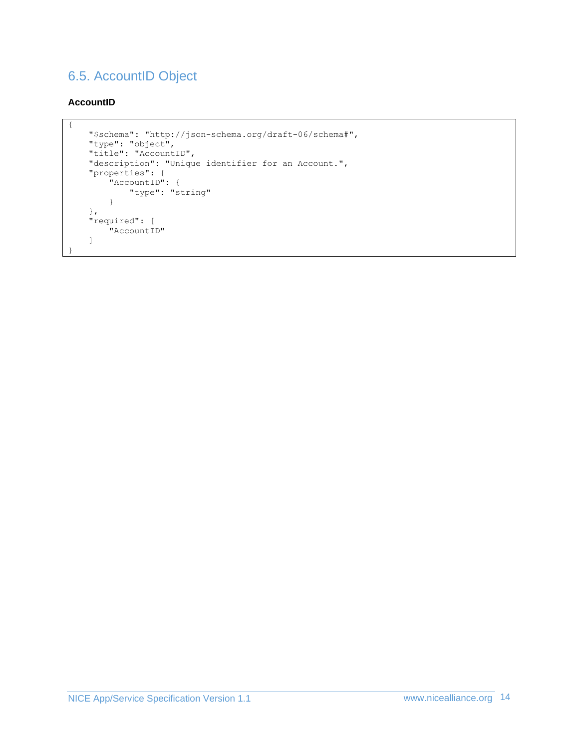## 6.5. AccountID Object

**AccountID**

```
{
    "$schema": "http://json-schema.org/draft-06/schema#",
    "type": "object",
    "title": "AccountID",
    "description": "Unique identifier for an Account.",
    "properties": {
        "AccountID": {
            "type": "string"
        }
    },
    "required": [
        "AccountID"
    ]
}
```